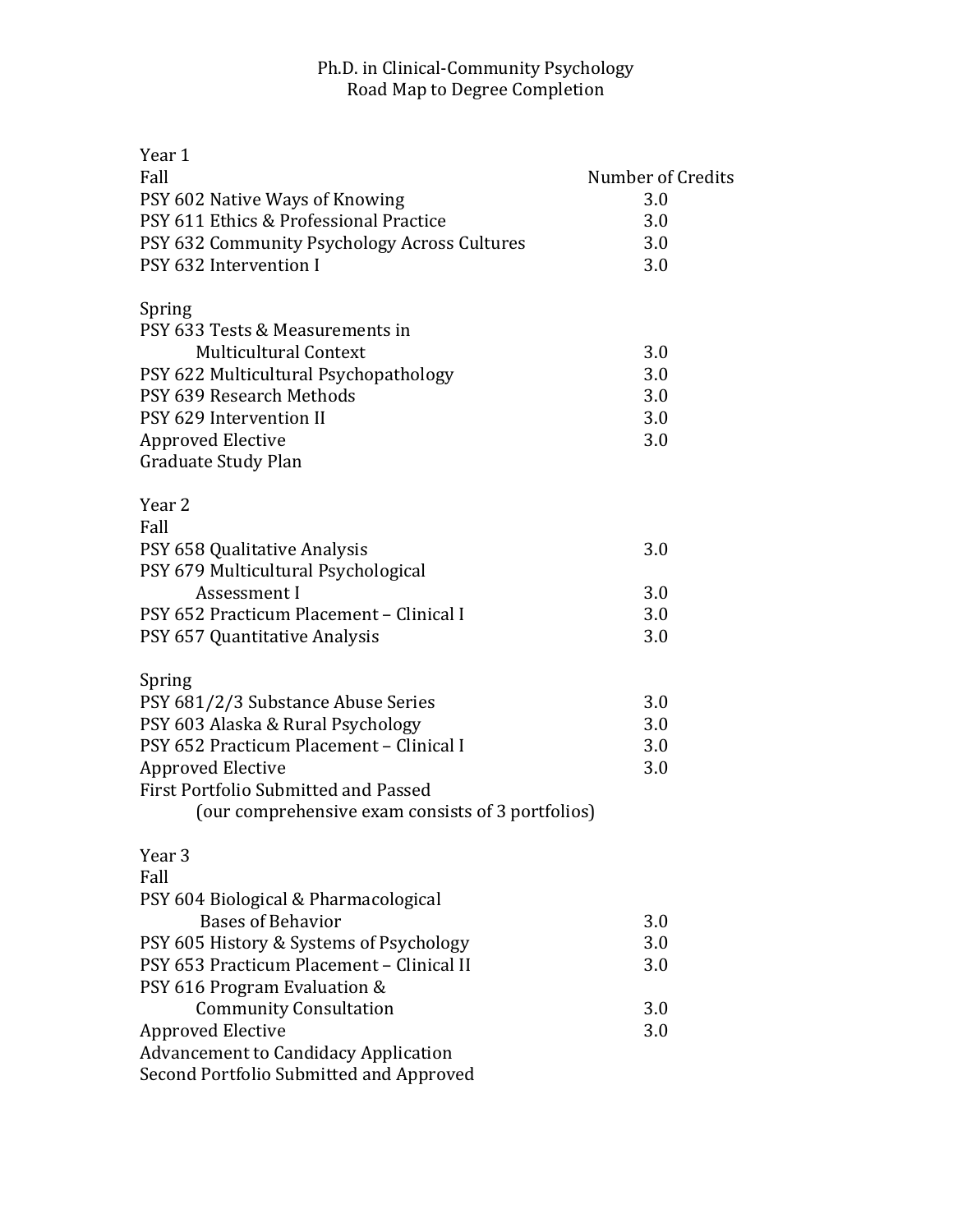# Ph.D. in Clinical-Community Psychology
## Road Map to Degree Completion

### Year 1

| Fall | Number of Credits |
|---|---|
| PSY 602 Native Ways of Knowing | 3.0 |
| PSY 611 Ethics & Professional Practice | 3.0 |
| PSY 632 Community Psychology Across Cultures | 3.0 |
| PSY 632 Intervention I | 3.0 |

| Spring | |
|---|---|
| PSY 633 Tests & Measurements in Multicultural Context | 3.0 |
| PSY 622 Multicultural Psychopathology | 3.0 |
| PSY 639 Research Methods | 3.0 |
| PSY 629 Intervention II | 3.0 |
| Approved Elective | 3.0 |
| Graduate Study Plan | |

### Year 2

| Fall | |
|---|---|
| PSY 658 Qualitative Analysis | 3.0 |
| PSY 679 Multicultural Psychological Assessment I | 3.0 |
| PSY 652 Practicum Placement – Clinical I | 3.0 |
| PSY 657 Quantitative Analysis | 3.0 |

| Spring | |
|---|---|
| PSY 681/2/3 Substance Abuse Series | 3.0 |
| PSY 603 Alaska & Rural Psychology | 3.0 |
| PSY 652 Practicum Placement – Clinical I | 3.0 |
| Approved Elective | 3.0 |
| First Portfolio Submitted and Passed (our comprehensive exam consists of 3 portfolios) | |

### Year 3

| Fall | |
|---|---|
| PSY 604 Biological & Pharmacological Bases of Behavior | 3.0 |
| PSY 605 History & Systems of Psychology | 3.0 |
| PSY 653 Practicum Placement – Clinical II | 3.0 |
| PSY 616 Program Evaluation & Community Consultation | 3.0 |
| Approved Elective | 3.0 |
| Advancement to Candidacy Application | |
| Second Portfolio Submitted and Approved | |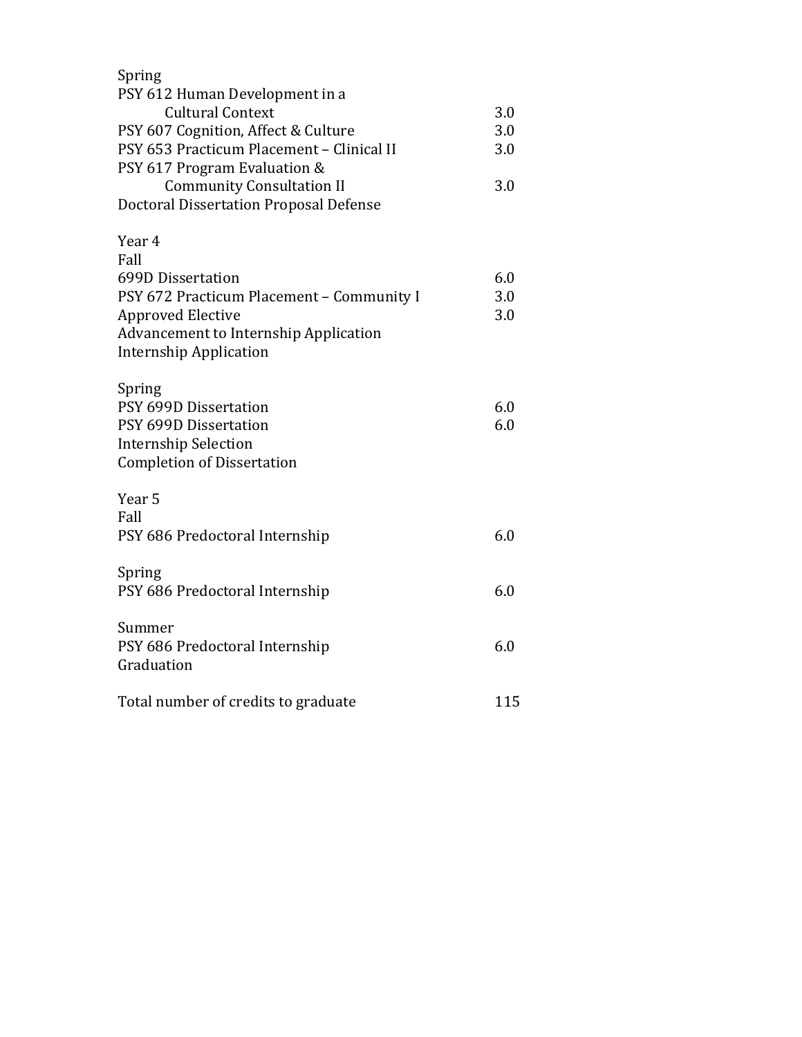| | |
|---|---|
| Spring | |
| PSY 612 Human Development in a Cultural Context | 3.0 |
| PSY 607 Cognition, Affect & Culture | 3.0 |
| PSY 653 Practicum Placement – Clinical II | 3.0 |
| PSY 617 Program Evaluation & Community Consultation II | 3.0 |
| Doctoral Dissertation Proposal Defense | |
| | |
| Year 4 | |
| Fall | |
| 699D Dissertation | 6.0 |
| PSY 672 Practicum Placement – Community I | 3.0 |
| Approved Elective | 3.0 |
| Advancement to Internship Application | |
| Internship Application | |
| | |
| Spring | |
| PSY 699D Dissertation | 6.0 |
| PSY 699D Dissertation | 6.0 |
| Internship Selection | |
| Completion of Dissertation | |
| | |
| Year 5 | |
| Fall | |
| PSY 686 Predoctoral Internship | 6.0 |
| | |
| Spring | |
| PSY 686 Predoctoral Internship | 6.0 |
| | |
| Summer | |
| PSY 686 Predoctoral Internship | 6.0 |
| Graduation | |
| | |
| Total number of credits to graduate | 115 |